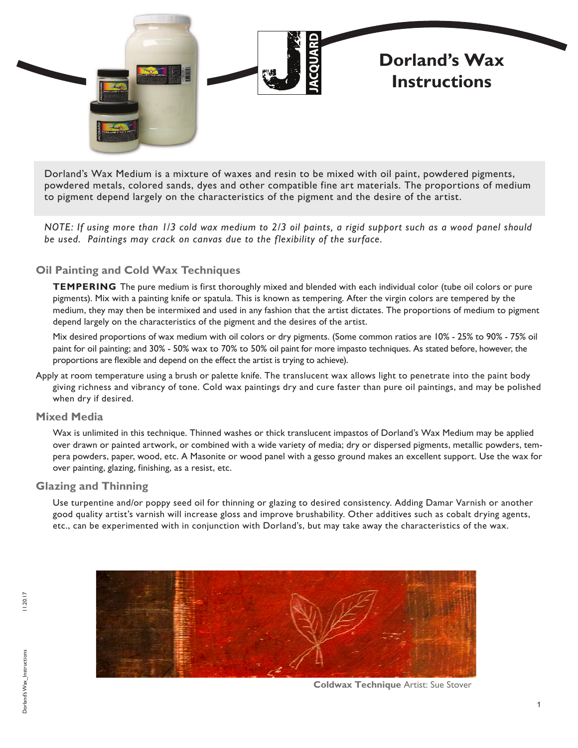# Dorland's Wax Instructions

Dorland's Wax Medium is a mixture of waxes and resin to be mixed with oil paint, powdered pigments, powdered metals, colored sands, dyes and other compatible fine art materials. The proportions of medium to pigment depend largely on the characteristics of the pigment and the desire of the artist.

*NOTE: If using more than 1/3 cold wax medium to 2/3 oil paints, a rigid support such as a wood panel should be used. Paintings may crack on canvas due to the flexibility of the surface.*

## Oil Painting and Cold Wax Techniques

**TEMPERING** The pure medium is first thoroughly mixed and blended with each individual color (tube oil colors or pure pigments). Mix with a painting knife or spatula. This is known as tempering. After the virgin colors are tempered by the medium, they may then be intermixed and used in any fashion that the artist dictates. The proportions of medium to pigment depend largely on the characteristics of the pigment and the desires of the artist.

Mix desired proportions of wax medium with oil colors or dry pigments. (Some common ratios are 10% - 25% to 90% - 75% oil paint for oil painting; and 30% - 50% wax to 70% to 50% oil paint for more impasto techniques. As stated before, however, the proportions are flexible and depend on the effect the artist is trying to achieve).

Apply at room temperature using a brush or palette knife. The translucent wax allows light to penetrate into the paint body giving richness and vibrancy of tone. Cold wax paintings dry and cure faster than pure oil paintings, and may be polished when dry if desired.

## Mixed Media

Wax is unlimited in this technique. Thinned washes or thick translucent impastos of Dorland's Wax Medium may be applied over drawn or painted artwork, or combined with a wide variety of media; dry or dispersed pigments, metallic powders, tempera powders, paper, wood, etc. A Masonite or wood panel with a gesso ground makes an excellent support. Use the wax for over painting, glazing, finishing, as a resist, etc.

## Glazing and Thinning

Use turpentine and/or poppy seed oil for thinning or glazing to desired consistency. Adding Damar Varnish or another good quality artist's varnish will increase gloss and improve brushability. Other additives such as cobalt drying agents, etc., can be experimented with in conjunction with Dorland's, but may take away the characteristics of the wax.

**Coldwax Technique** Artist: Sue Stover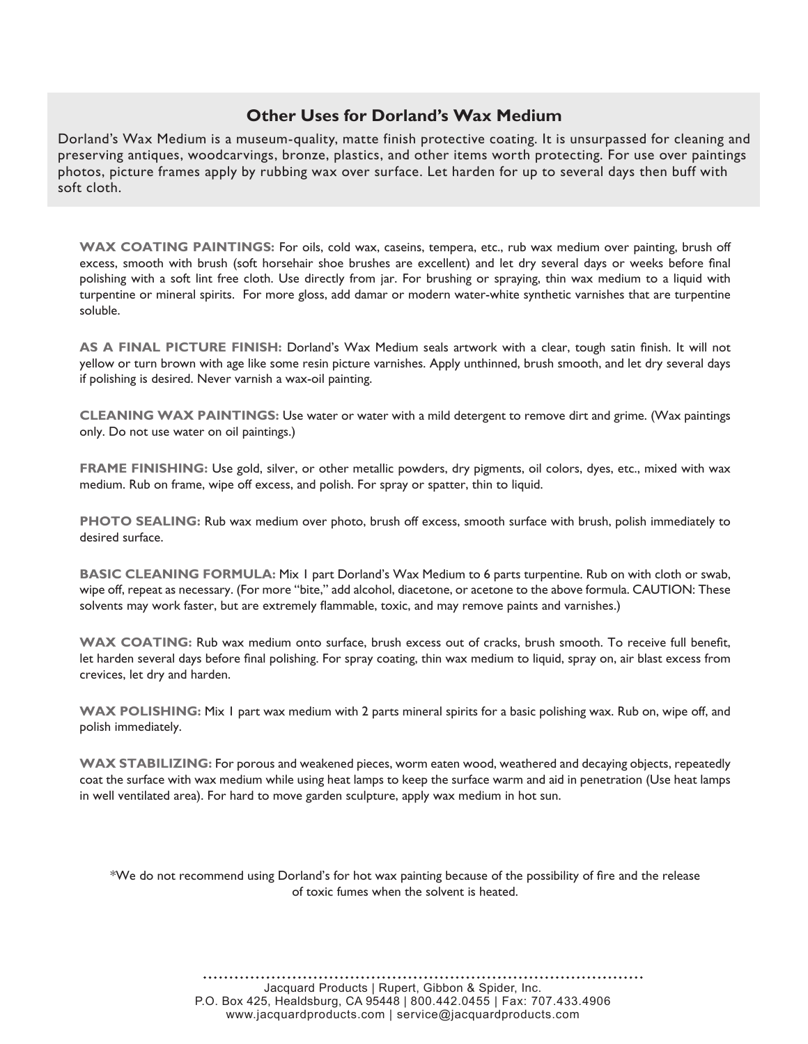## Other Uses for Dorland's Wax Medium

Dorland's Wax Medium is a museum-quality, matte finish protective coating. It is unsurpassed for cleaning and preserving antiques, woodcarvings, bronze, plastics, and other items worth protecting. For use over paintings photos, picture frames apply by rubbing wax over surface. Let harden for up to several days then buff with soft cloth.

**WAX COATING PAINTINGS:** For oils, cold wax, caseins, tempera, etc., rub wax medium over painting, brush off excess, smooth with brush (soft horsehair shoe brushes are excellent) and let dry several days or weeks before final polishing with a soft lint free cloth. Use directly from jar. For brushing or spraying, thin wax medium to a liquid with turpentine or mineral spirits. For more gloss, add damar or modern water-white synthetic varnishes that are turpentine soluble.

**AS A FINAL PICTURE FINISH:** Dorland's Wax Medium seals artwork with a clear, tough satin finish. It will not yellow or turn brown with age like some resin picture varnishes. Apply unthinned, brush smooth, and let dry several days if polishing is desired. Never varnish a wax-oil painting.

**CLEANING WAX PAINTINGS:** Use water or water with a mild detergent to remove dirt and grime. (Wax paintings only. Do not use water on oil paintings.)

**FRAME FINISHING:** Use gold, silver, or other metallic powders, dry pigments, oil colors, dyes, etc., mixed with wax medium. Rub on frame, wipe off excess, and polish. For spray or spatter, thin to liquid.

**PHOTO SEALING:** Rub wax medium over photo, brush off excess, smooth surface with brush, polish immediately to desired surface.

**BASIC CLEANING FORMULA:** Mix 1 part Dorland's Wax Medium to 6 parts turpentine. Rub on with cloth or swab, wipe off, repeat as necessary. (For more "bite," add alcohol, diacetone, or acetone to the above formula. CAUTION: These solvents may work faster, but are extremely flammable, toxic, and may remove paints and varnishes.)

**WAX COATING:** Rub wax medium onto surface, brush excess out of cracks, brush smooth. To receive full benefit, let harden several days before final polishing. For spray coating, thin wax medium to liquid, spray on, air blast excess from crevices, let dry and harden.

**WAX POLISHING:** Mix 1 part wax medium with 2 parts mineral spirits for a basic polishing wax. Rub on, wipe off, and polish immediately.

**WAX STABILIZING:** For porous and weakened pieces, worm eaten wood, weathered and decaying objects, repeatedly coat the surface with wax medium while using heat lamps to keep the surface warm and aid in penetration (Use heat lamps in well ventilated area). For hard to move garden sculpture, apply wax medium in hot sun.

*We do not recommend using Dorland's for hot wax painting because of the possibility of fire and the release of toxic fumes when the solvent is heated.

Jacquard Products | Rupert, Gibbon & Spider, Inc.
P.O. Box 425, Healdsburg, CA 95448 | 800.442.0455 | Fax: 707.433.4906
www.jacquardproducts.com | service@jacquardproducts.com